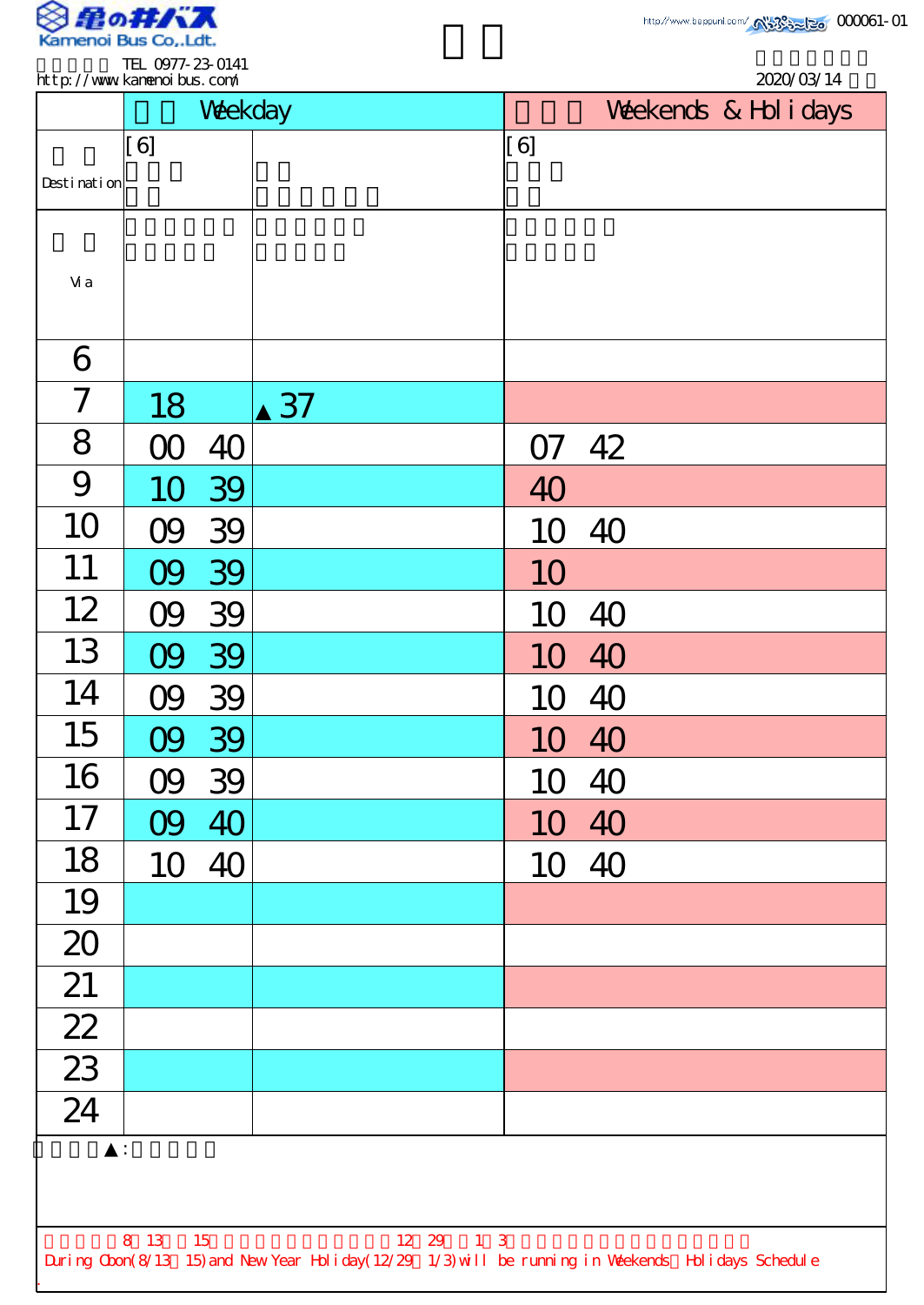Kamenoi Bus Co.,Ldt.

TEL 0977-23-0141

http://www.kamenoibus.com/

000061-01

2020/03/14

| | Weekday | | Weekends & Holidays |
|---|---|---|---|
| Destination | [6] | | [6] |
| Via | | | |
| 6 | | | |
| 7 | 18 | ▲37 | |
| 8 | 00 40 | | 07 42 |
| 9 | 10 39 | | 40 |
| 10 | 09 39 | | 10 40 |
| 11 | 09 39 | | 10 |
| 12 | 09 39 | | 10 40 |
| 13 | 09 39 | | 10 40 |
| 14 | 09 39 | | 10 40 |
| 15 | 09 39 | | 10 40 |
| 16 | 09 39 | | 10 40 |
| 17 | 09 40 | | 10 40 |
| 18 | 10 40 | | 10 40 |
| 19 | | | |
| 20 | | | |
| 21 | | | |
| 22 | | | |
| 23 | | | |
| 24 | | | |

▲:

8 13 15 12 29 1 3

During Obon(8/13～15) and New Year Holiday(12/29～1/3) will be running in Weekends・Holidays Schedule.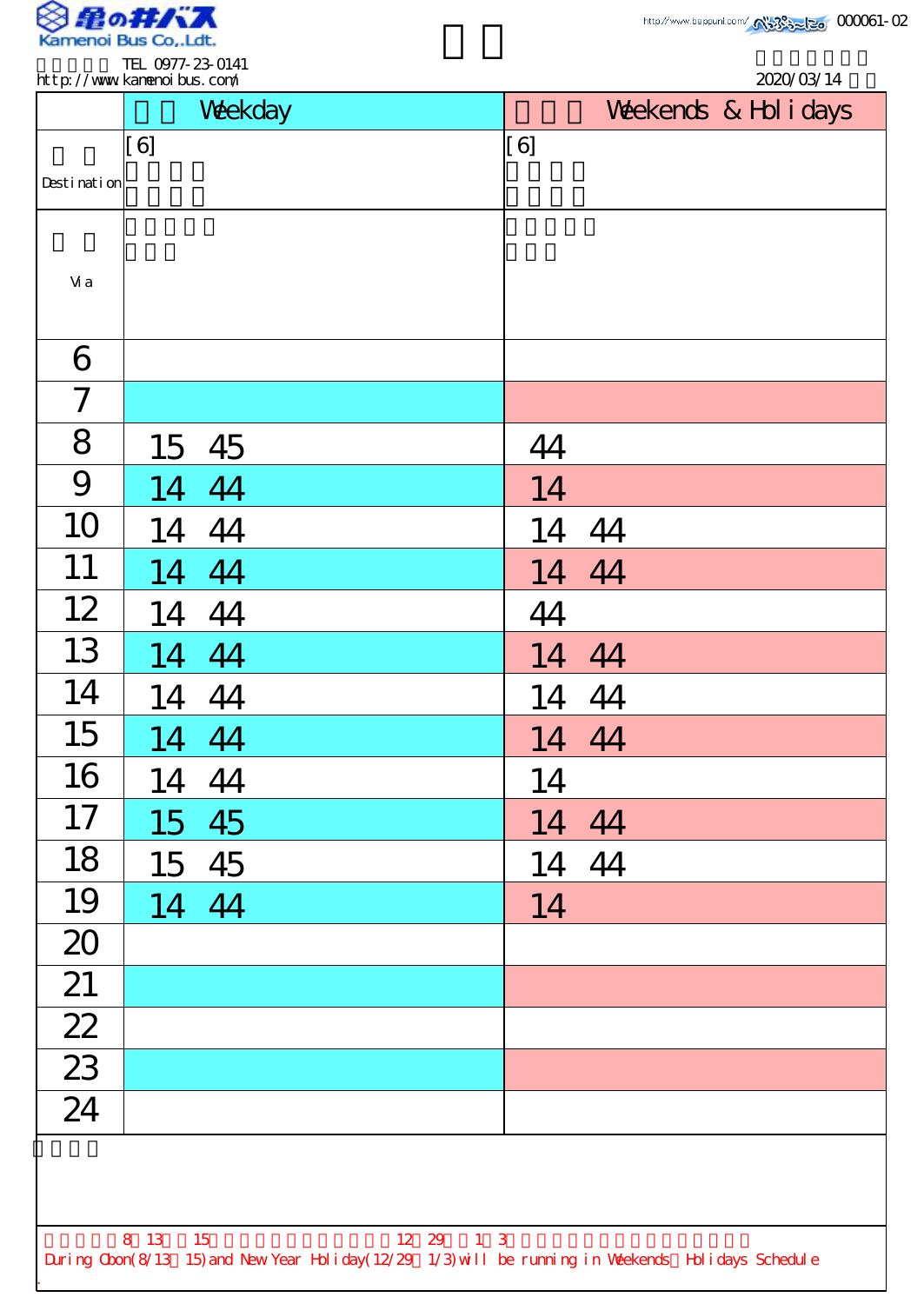Kamenoi Bus Co,.Ldt.

TEL 0977-23-0141
http://www.kamenoibus.com/

000061-02

2020/03/14

| | Weekday | Weekends & Holidays |
|---|---|---|
| Destination | [6] | [6] |
| Via | | |
| 6 | | |
| 7 | | |
| 8 | 15 45 | 44 |
| 9 | 14 44 | 14 |
| 10 | 14 44 | 14 44 |
| 11 | 14 44 | 14 44 |
| 12 | 14 44 | 44 |
| 13 | 14 44 | 14 44 |
| 14 | 14 44 | 14 44 |
| 15 | 14 44 | 14 44 |
| 16 | 14 44 | 14 |
| 17 | 15 45 | 14 44 |
| 18 | 15 45 | 14 44 |
| 19 | 14 44 | 14 |
| 20 | | |
| 21 | | |
| 22 | | |
| 23 | | |
| 24 | | |

8 13 15 12 29 1 3

During Obon(8/13 15) and New Year Holiday(12/29 1/3) will be running in Weekends Holidays Schedule